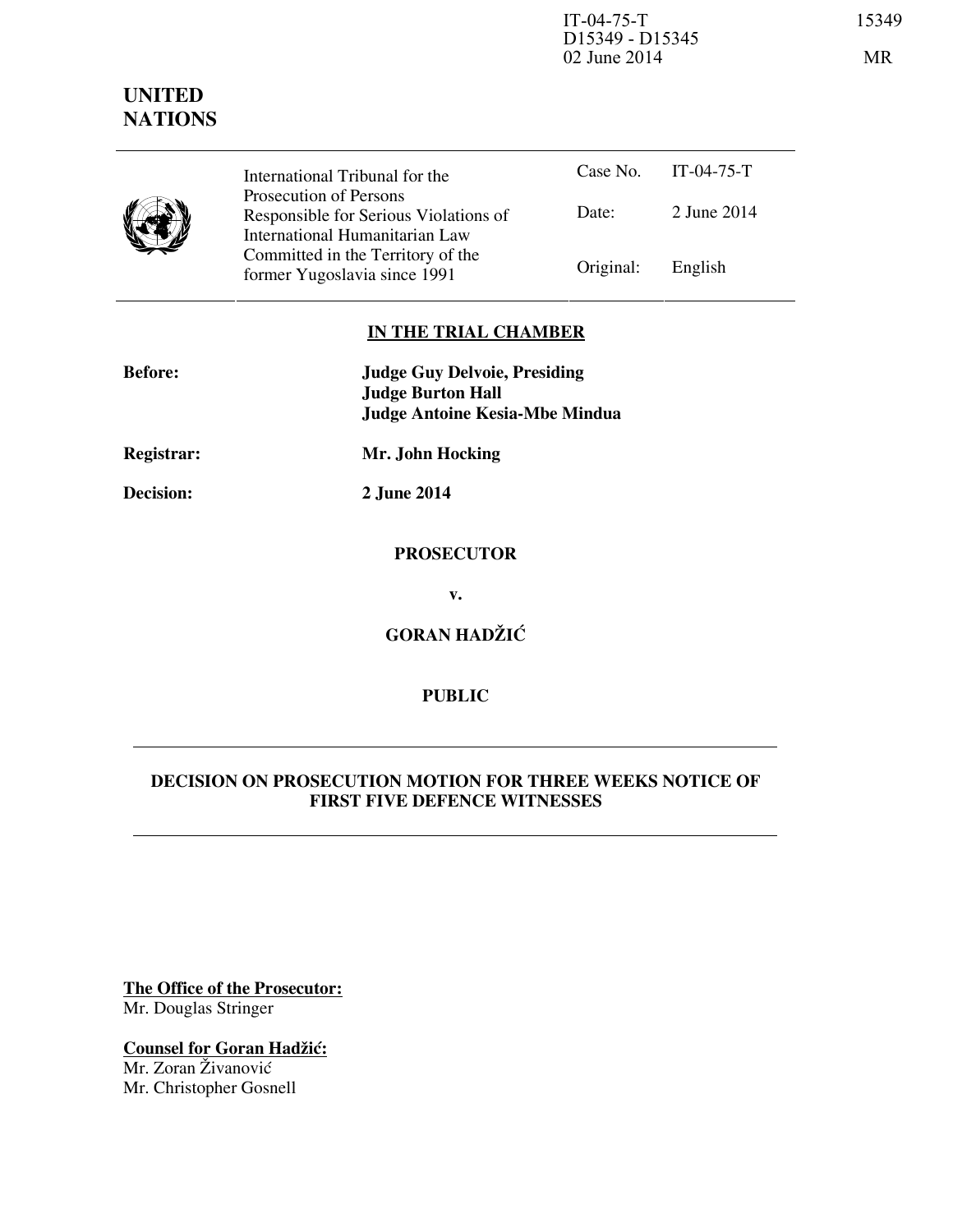IT-04-75-T
D15349 - D15345
02 June 2014

15349

MR

**UNITED NATIONS**

| | | |
|---|---|---|
| International Tribunal for the Prosecution of Persons Responsible for Serious Violations of International Humanitarian Law Committed in the Territory of the former Yugoslavia since 1991 | Case No. | IT-04-75-T |
| | Date: | 2 June 2014 |
| | Original: | English |

**IN THE TRIAL CHAMBER**

**Before:** **Judge Guy Delvoie, Presiding**
**Judge Burton Hall**
**Judge Antoine Kesia-Mbe Mindua**

**Registrar:** **Mr. John Hocking**

**Decision:** **2 June 2014**

**PROSECUTOR**

**v.**

**GORAN HADŽIĆ**

**PUBLIC**

---

**DECISION ON PROSECUTION MOTION FOR THREE WEEKS NOTICE OF FIRST FIVE DEFENCE WITNESSES**

---

**The Office of the Prosecutor:**
Mr. Douglas Stringer

**Counsel for Goran Hadžić:**
Mr. Zoran Živanović
Mr. Christopher Gosnell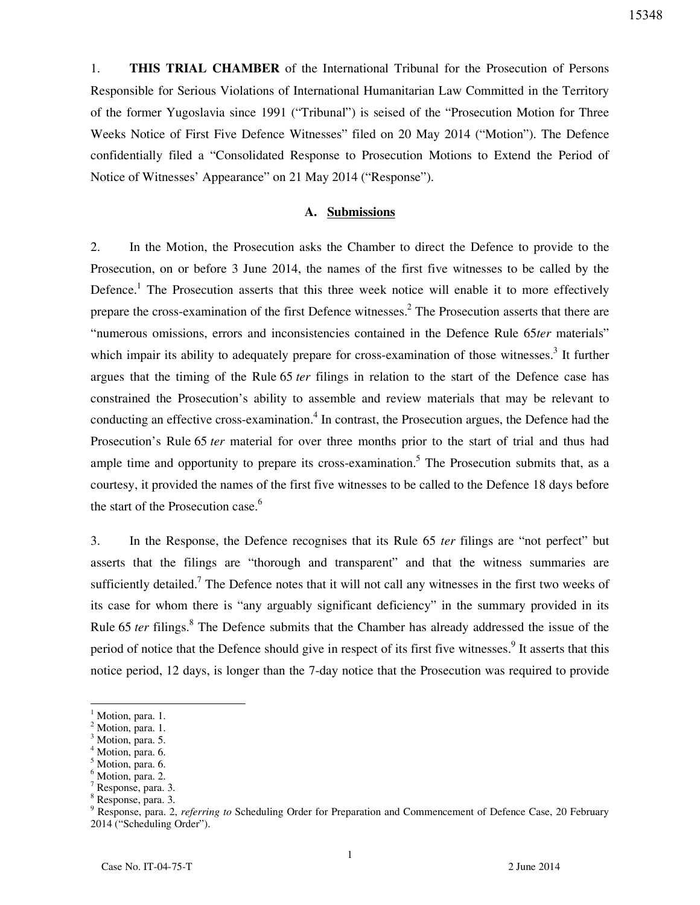1. **THIS TRIAL CHAMBER** of the International Tribunal for the Prosecution of Persons Responsible for Serious Violations of International Humanitarian Law Committed in the Territory of the former Yugoslavia since 1991 ("Tribunal") is seised of the "Prosecution Motion for Three Weeks Notice of First Five Defence Witnesses" filed on 20 May 2014 ("Motion"). The Defence confidentially filed a "Consolidated Response to Prosecution Motions to Extend the Period of Notice of Witnesses' Appearance" on 21 May 2014 ("Response").

## A. Submissions

2. In the Motion, the Prosecution asks the Chamber to direct the Defence to provide to the Prosecution, on or before 3 June 2014, the names of the first five witnesses to be called by the Defence.[1] The Prosecution asserts that this three week notice will enable it to more effectively prepare the cross-examination of the first Defence witnesses.[2] The Prosecution asserts that there are "numerous omissions, errors and inconsistencies contained in the Defence Rule 65*ter* materials" which impair its ability to adequately prepare for cross-examination of those witnesses.[3] It further argues that the timing of the Rule 65 *ter* filings in relation to the start of the Defence case has constrained the Prosecution's ability to assemble and review materials that may be relevant to conducting an effective cross-examination.[4] In contrast, the Prosecution argues, the Defence had the Prosecution's Rule 65 *ter* material for over three months prior to the start of trial and thus had ample time and opportunity to prepare its cross-examination.[5] The Prosecution submits that, as a courtesy, it provided the names of the first five witnesses to be called to the Defence 18 days before the start of the Prosecution case.[6]

3. In the Response, the Defence recognises that its Rule 65 *ter* filings are "not perfect" but asserts that the filings are "thorough and transparent" and that the witness summaries are sufficiently detailed.[7] The Defence notes that it will not call any witnesses in the first two weeks of its case for whom there is "any arguably significant deficiency" in the summary provided in its Rule 65 *ter* filings.[8] The Defence submits that the Chamber has already addressed the issue of the period of notice that the Defence should give in respect of its first five witnesses.[9] It asserts that this notice period, 12 days, is longer than the 7-day notice that the Prosecution was required to provide

---

[1] Motion, para. 1.
[2] Motion, para. 1.
[3] Motion, para. 5.
[4] Motion, para. 6.
[5] Motion, para. 6.
[6] Motion, para. 2.
[7] Response, para. 3.
[8] Response, para. 3.
[9] Response, para. 2, *referring to* Scheduling Order for Preparation and Commencement of Defence Case, 20 February 2014 ("Scheduling Order").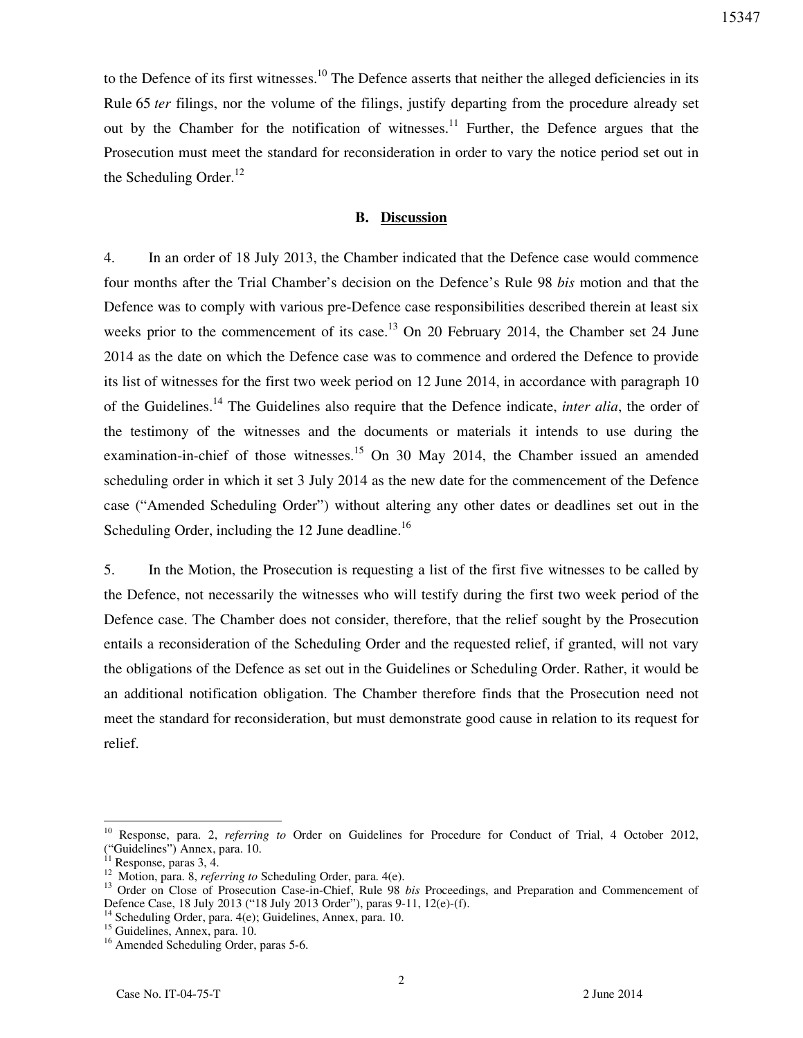to the Defence of its first witnesses.[10] The Defence asserts that neither the alleged deficiencies in its Rule 65 *ter* filings, nor the volume of the filings, justify departing from the procedure already set out by the Chamber for the notification of witnesses.[11] Further, the Defence argues that the Prosecution must meet the standard for reconsideration in order to vary the notice period set out in the Scheduling Order.[12]

### B. Discussion

4. In an order of 18 July 2013, the Chamber indicated that the Defence case would commence four months after the Trial Chamber's decision on the Defence's Rule 98 *bis* motion and that the Defence was to comply with various pre-Defence case responsibilities described therein at least six weeks prior to the commencement of its case.[13] On 20 February 2014, the Chamber set 24 June 2014 as the date on which the Defence case was to commence and ordered the Defence to provide its list of witnesses for the first two week period on 12 June 2014, in accordance with paragraph 10 of the Guidelines.[14] The Guidelines also require that the Defence indicate, *inter alia*, the order of the testimony of the witnesses and the documents or materials it intends to use during the examination-in-chief of those witnesses.[15] On 30 May 2014, the Chamber issued an amended scheduling order in which it set 3 July 2014 as the new date for the commencement of the Defence case ("Amended Scheduling Order") without altering any other dates or deadlines set out in the Scheduling Order, including the 12 June deadline.[16]

5. In the Motion, the Prosecution is requesting a list of the first five witnesses to be called by the Defence, not necessarily the witnesses who will testify during the first two week period of the Defence case. The Chamber does not consider, therefore, that the relief sought by the Prosecution entails a reconsideration of the Scheduling Order and the requested relief, if granted, will not vary the obligations of the Defence as set out in the Guidelines or Scheduling Order. Rather, it would be an additional notification obligation. The Chamber therefore finds that the Prosecution need not meet the standard for reconsideration, but must demonstrate good cause in relation to its request for relief.

---

[10] Response, para. 2, *referring to* Order on Guidelines for Procedure for Conduct of Trial, 4 October 2012, ("Guidelines") Annex, para. 10.

[11] Response, paras 3, 4.

[12] Motion, para. 8, *referring to* Scheduling Order, para. 4(e).

[13] Order on Close of Prosecution Case-in-Chief, Rule 98 *bis* Proceedings, and Preparation and Commencement of Defence Case, 18 July 2013 ("18 July 2013 Order"), paras 9-11, 12(e)-(f).

[14] Scheduling Order, para. 4(e); Guidelines, Annex, para. 10.

[15] Guidelines, Annex, para. 10.

[16] Amended Scheduling Order, paras 5-6.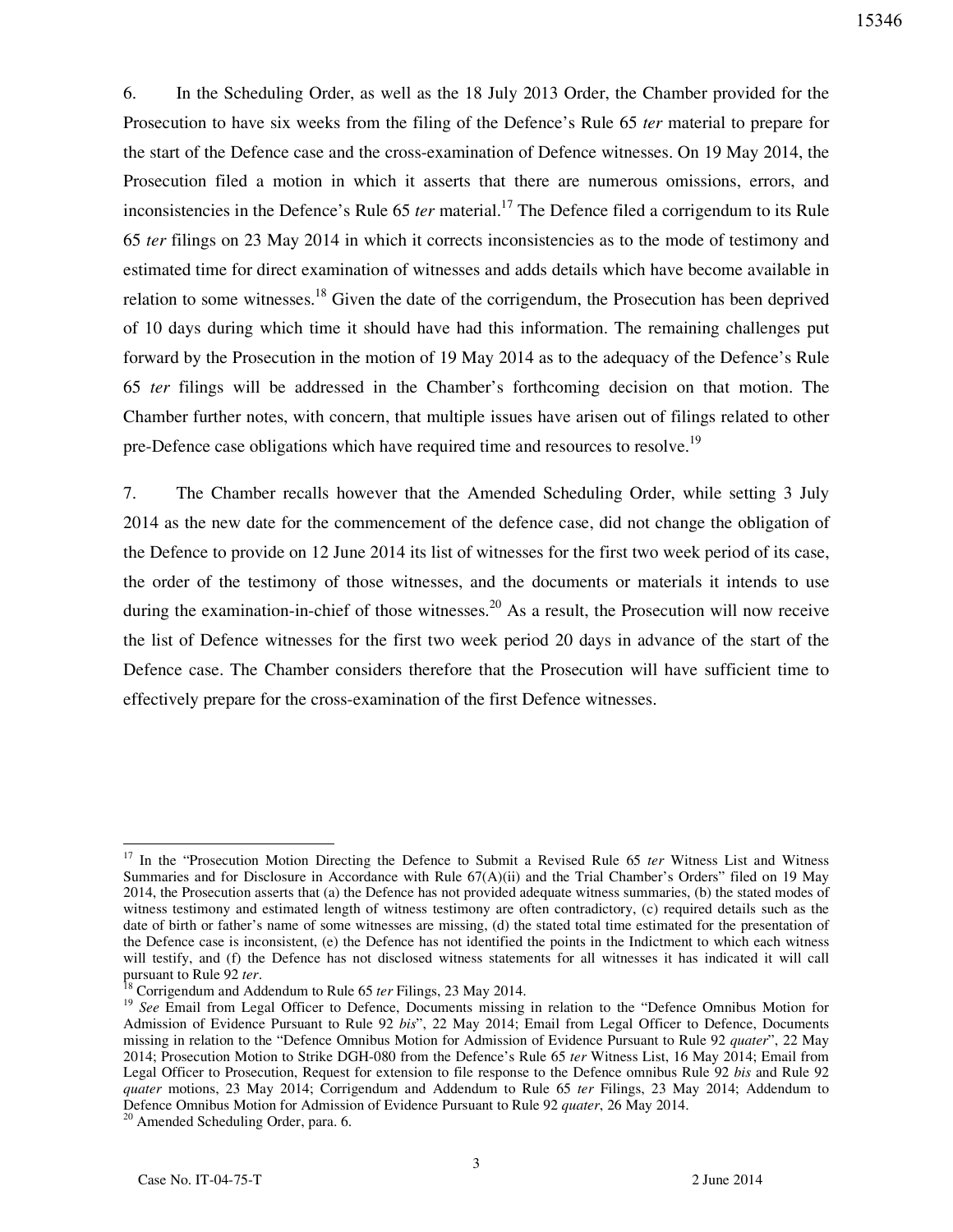6. In the Scheduling Order, as well as the 18 July 2013 Order, the Chamber provided for the Prosecution to have six weeks from the filing of the Defence's Rule 65 *ter* material to prepare for the start of the Defence case and the cross-examination of Defence witnesses. On 19 May 2014, the Prosecution filed a motion in which it asserts that there are numerous omissions, errors, and inconsistencies in the Defence's Rule 65 *ter* material.[17] The Defence filed a corrigendum to its Rule 65 *ter* filings on 23 May 2014 in which it corrects inconsistencies as to the mode of testimony and estimated time for direct examination of witnesses and adds details which have become available in relation to some witnesses.[18] Given the date of the corrigendum, the Prosecution has been deprived of 10 days during which time it should have had this information. The remaining challenges put forward by the Prosecution in the motion of 19 May 2014 as to the adequacy of the Defence's Rule 65 *ter* filings will be addressed in the Chamber's forthcoming decision on that motion. The Chamber further notes, with concern, that multiple issues have arisen out of filings related to other pre-Defence case obligations which have required time and resources to resolve.[19]

7. The Chamber recalls however that the Amended Scheduling Order, while setting 3 July 2014 as the new date for the commencement of the defence case, did not change the obligation of the Defence to provide on 12 June 2014 its list of witnesses for the first two week period of its case, the order of the testimony of those witnesses, and the documents or materials it intends to use during the examination-in-chief of those witnesses.[20] As a result, the Prosecution will now receive the list of Defence witnesses for the first two week period 20 days in advance of the start of the Defence case. The Chamber considers therefore that the Prosecution will have sufficient time to effectively prepare for the cross-examination of the first Defence witnesses.

---

[17] In the "Prosecution Motion Directing the Defence to Submit a Revised Rule 65 *ter* Witness List and Witness Summaries and for Disclosure in Accordance with Rule 67(A)(ii) and the Trial Chamber's Orders" filed on 19 May 2014, the Prosecution asserts that (a) the Defence has not provided adequate witness summaries, (b) the stated modes of witness testimony and estimated length of witness testimony are often contradictory, (c) required details such as the date of birth or father's name of some witnesses are missing, (d) the stated total time estimated for the presentation of the Defence case is inconsistent, (e) the Defence has not identified the points in the Indictment to which each witness will testify, and (f) the Defence has not disclosed witness statements for all witnesses it has indicated it will call pursuant to Rule 92 *ter*.

[18] Corrigendum and Addendum to Rule 65 *ter* Filings, 23 May 2014.

[19] *See* Email from Legal Officer to Defence, Documents missing in relation to the "Defence Omnibus Motion for Admission of Evidence Pursuant to Rule 92 *bis*", 22 May 2014; Email from Legal Officer to Defence, Documents missing in relation to the "Defence Omnibus Motion for Admission of Evidence Pursuant to Rule 92 *quater*", 22 May 2014; Prosecution Motion to Strike DGH-080 from the Defence's Rule 65 *ter* Witness List, 16 May 2014; Email from Legal Officer to Prosecution, Request for extension to file response to the Defence omnibus Rule 92 *bis* and Rule 92 *quater* motions, 23 May 2014; Corrigendum and Addendum to Rule 65 *ter* Filings, 23 May 2014; Addendum to Defence Omnibus Motion for Admission of Evidence Pursuant to Rule 92 *quater*, 26 May 2014.

[20] Amended Scheduling Order, para. 6.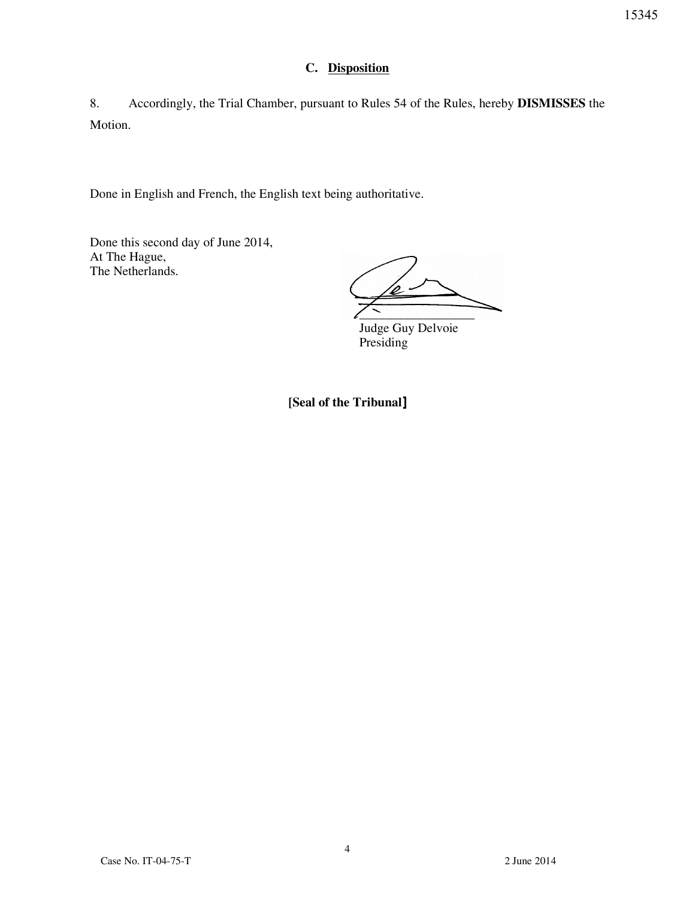### C. Disposition

8. Accordingly, the Trial Chamber, pursuant to Rules 54 of the Rules, hereby **DISMISSES** the Motion.

Done in English and French, the English text being authoritative.

Done this second day of June 2014,
At The Hague,
The Netherlands.

Judge Guy Delvoie
Presiding

**[Seal of the Tribunal]**